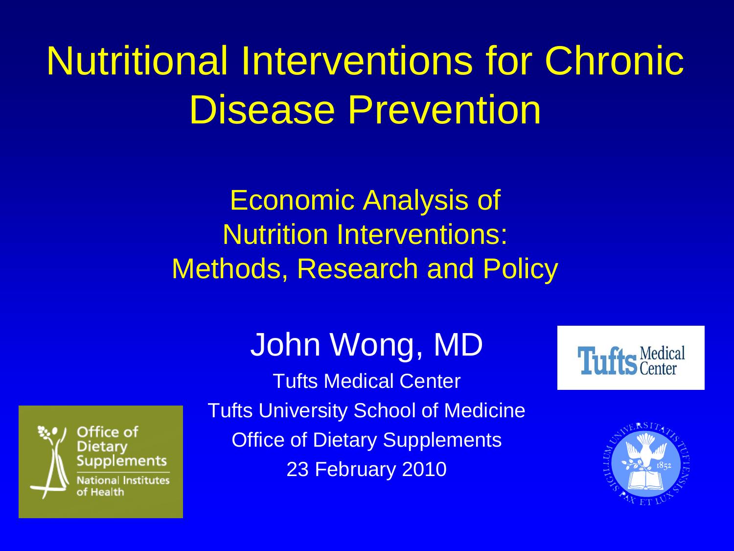# Nutritional Interventions for Chronic Disease Prevention

## Economic Analysis of Nutrition Interventions: Methods, Research and Policy

### John Wong, MD

Tufts Medical Center

Tufts University School of Medicine

Office of Dietary Supplements

23 February 2010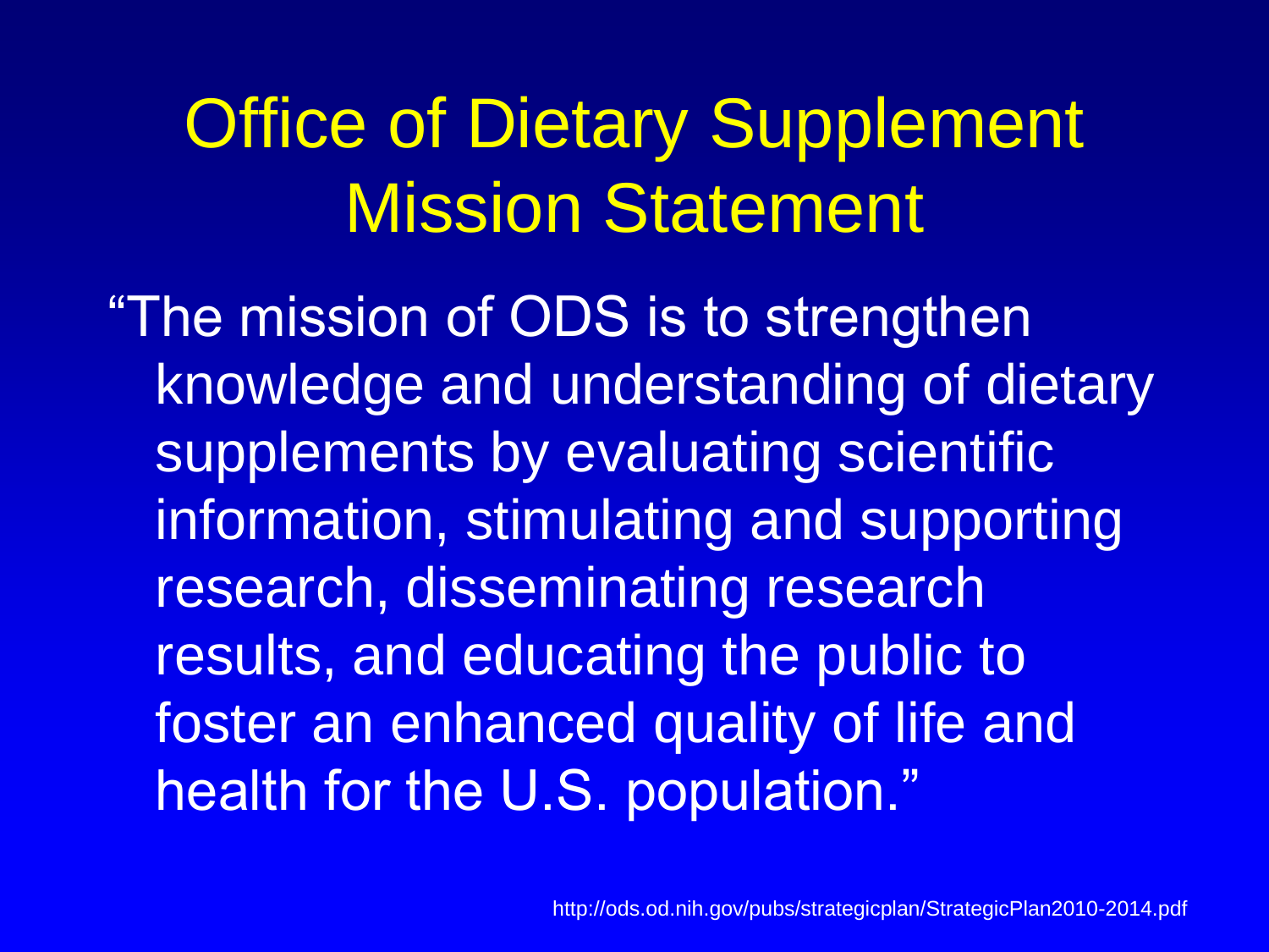# Office of Dietary Supplement Mission Statement

"The mission of ODS is to strengthen knowledge and understanding of dietary supplements by evaluating scientific information, stimulating and supporting research, disseminating research results, and educating the public to foster an enhanced quality of life and health for the U.S. population."

http://ods.od.nih.gov/pubs/strategicplan/StrategicPlan2010-2014.pdf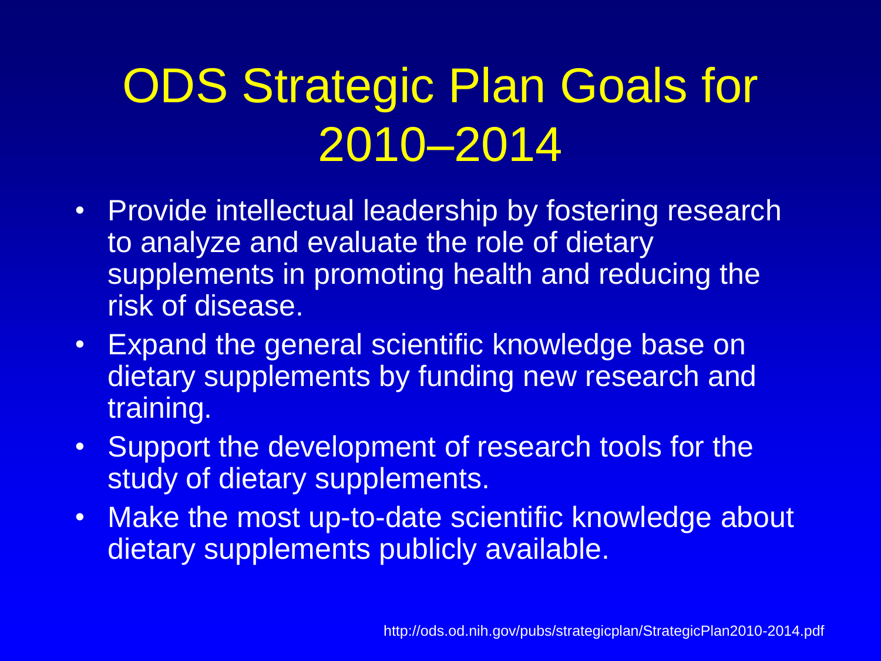# ODS Strategic Plan Goals for 2010–2014

- Provide intellectual leadership by fostering research to analyze and evaluate the role of dietary supplements in promoting health and reducing the risk of disease.
- Expand the general scientific knowledge base on dietary supplements by funding new research and training.
- Support the development of research tools for the study of dietary supplements.
- Make the most up-to-date scientific knowledge about dietary supplements publicly available.

http://ods.od.nih.gov/pubs/strategicplan/StrategicPlan2010-2014.pdf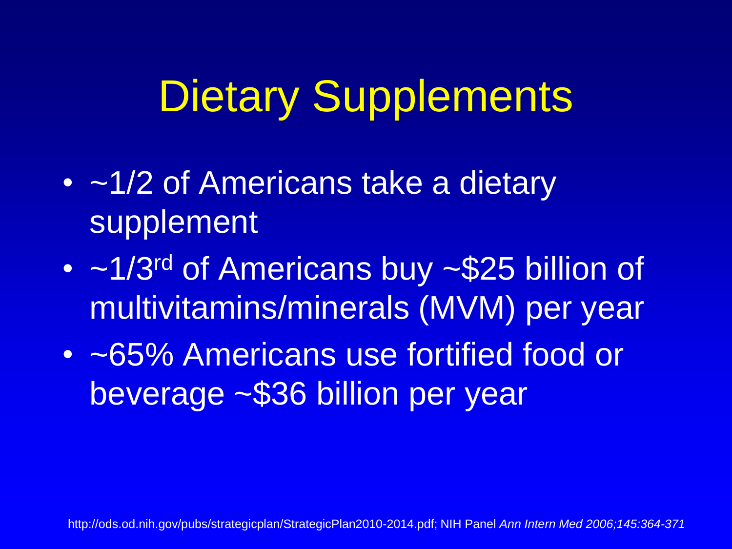# Dietary Supplements

- ~1/2 of Americans take a dietary supplement
- ~1/3$^{rd}$ of Americans buy ~$25 billion of multivitamins/minerals (MVM) per year
- ~65% Americans use fortified food or beverage ~$36 billion per year

http://ods.od.nih.gov/pubs/strategicplan/StrategicPlan2010-2014.pdf; NIH Panel *Ann Intern Med 2006;145:364-371*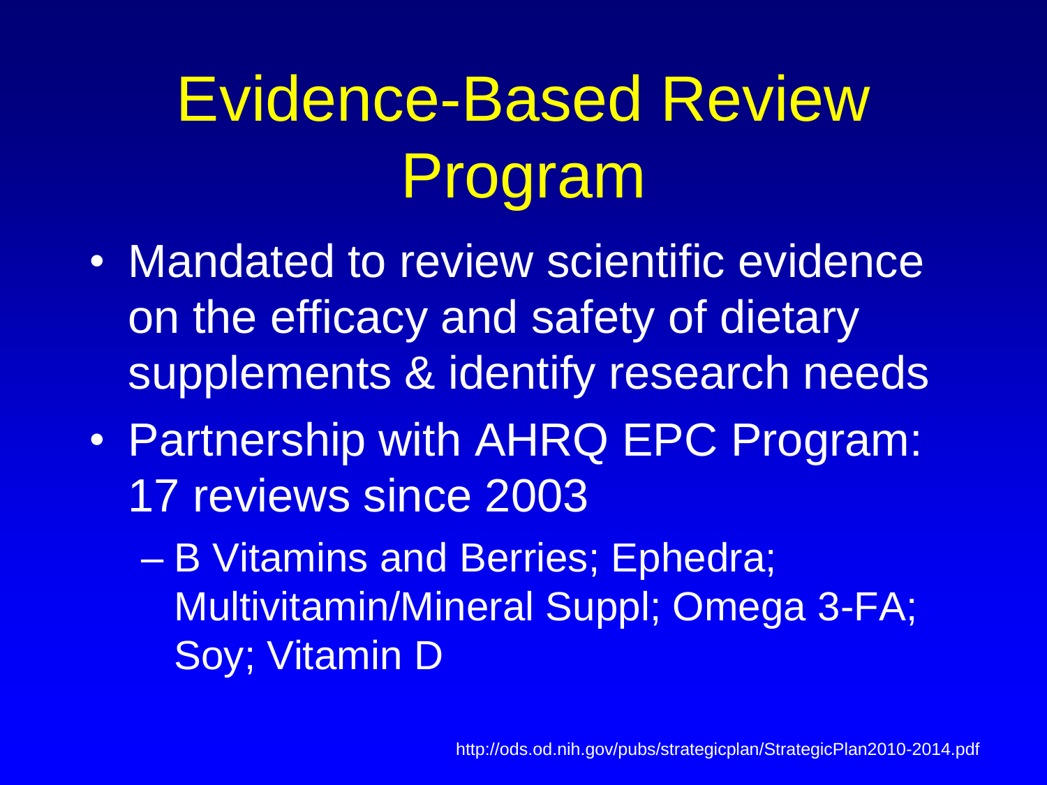# Evidence-Based Review Program

- Mandated to review scientific evidence on the efficacy and safety of dietary supplements & identify research needs
- Partnership with AHRQ EPC Program: 17 reviews since 2003
  - B Vitamins and Berries; Ephedra; Multivitamin/Mineral Suppl; Omega 3-FA; Soy; Vitamin D

http://ods.od.nih.gov/pubs/strategicplan/StrategicPlan2010-2014.pdf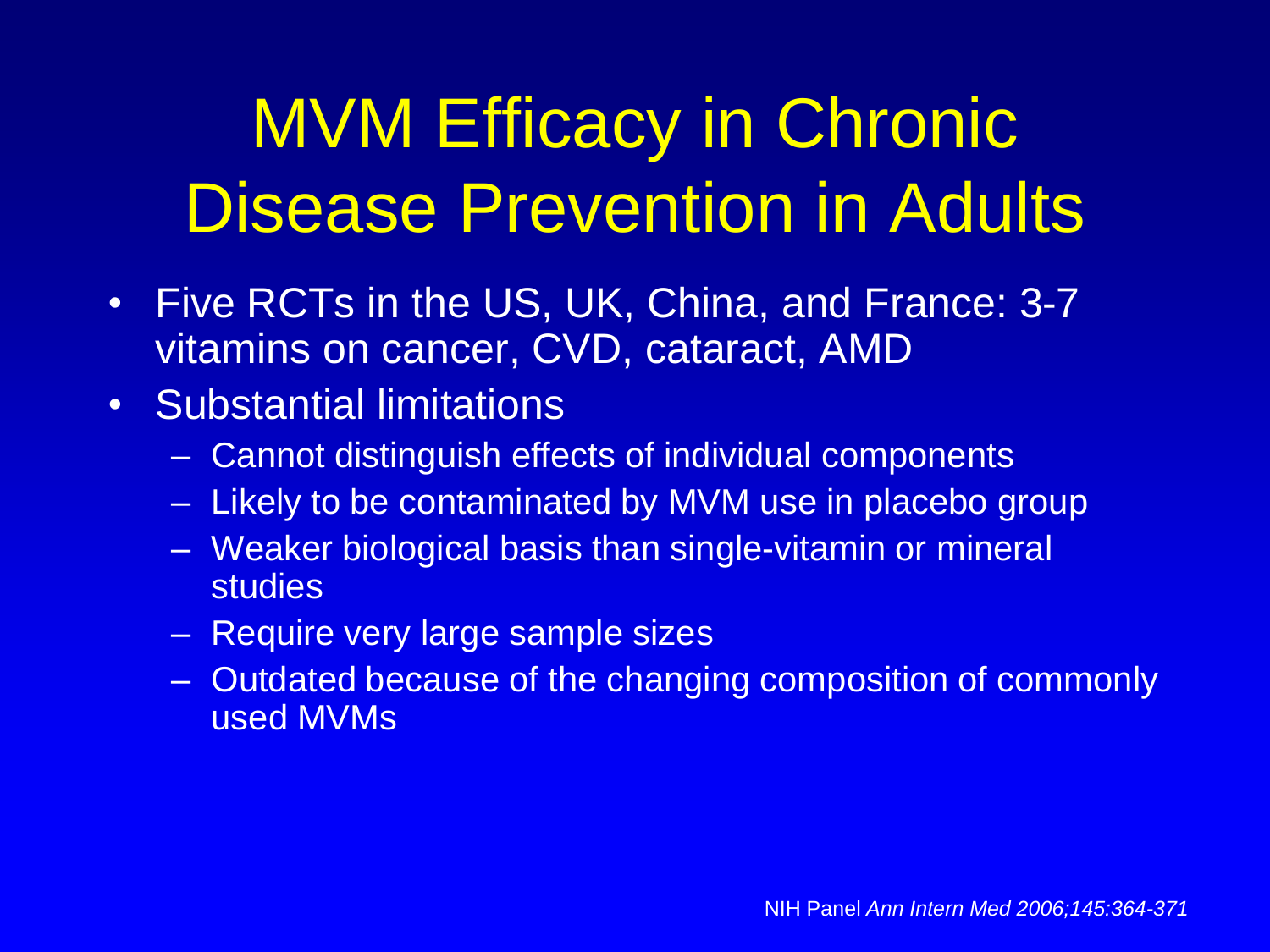# MVM Efficacy in Chronic Disease Prevention in Adults

- Five RCTs in the US, UK, China, and France: 3-7 vitamins on cancer, CVD, cataract, AMD
- Substantial limitations
  - Cannot distinguish effects of individual components
  - Likely to be contaminated by MVM use in placebo group
  - Weaker biological basis than single-vitamin or mineral studies
  - Require very large sample sizes
  - Outdated because of the changing composition of commonly used MVMs

NIH Panel *Ann Intern Med 2006;145:364-371*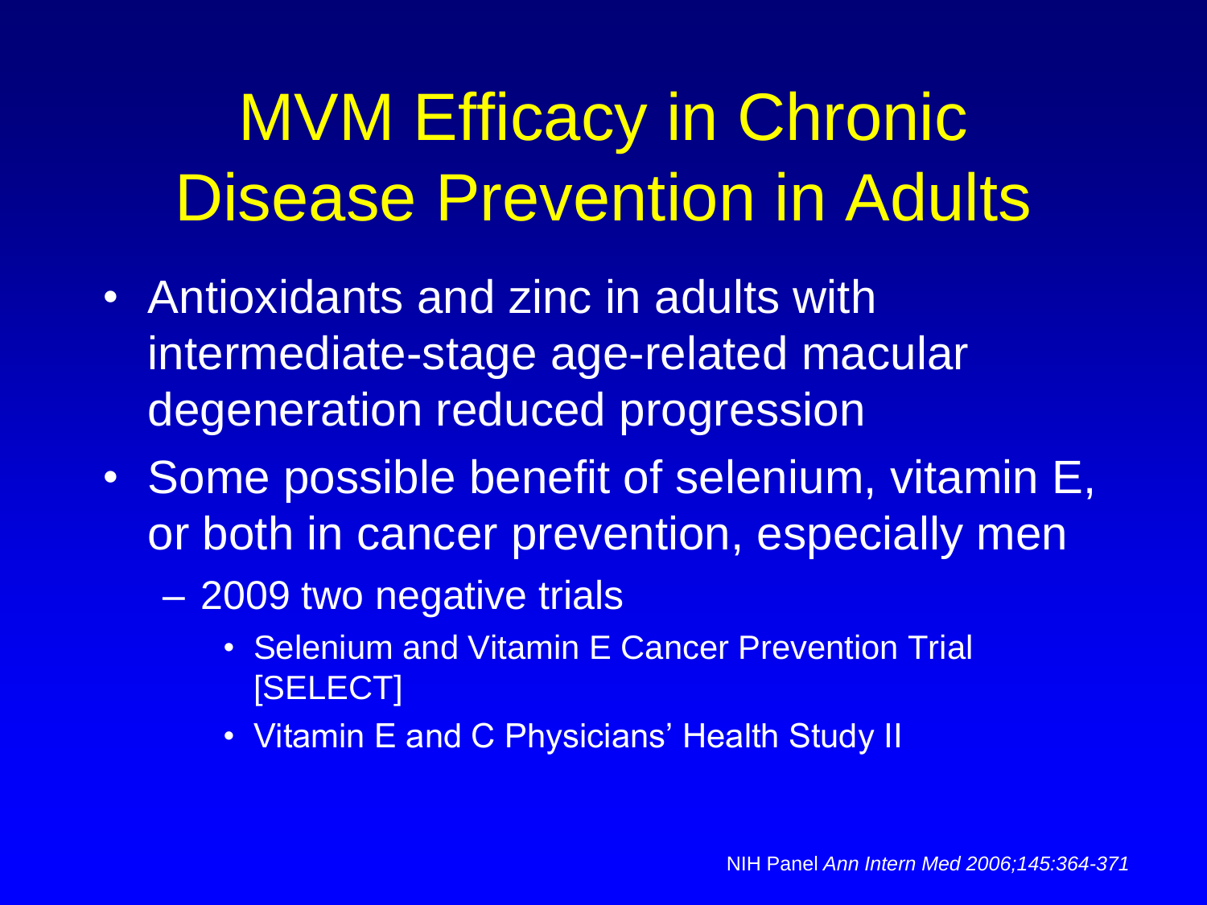# MVM Efficacy in Chronic Disease Prevention in Adults

- Antioxidants and zinc in adults with intermediate-stage age-related macular degeneration reduced progression
- Some possible benefit of selenium, vitamin E, or both in cancer prevention, especially men
  - 2009 two negative trials
    - Selenium and Vitamin E Cancer Prevention Trial [SELECT]
    - Vitamin E and C Physicians' Health Study II

NIH Panel *Ann Intern Med 2006;145:364-371*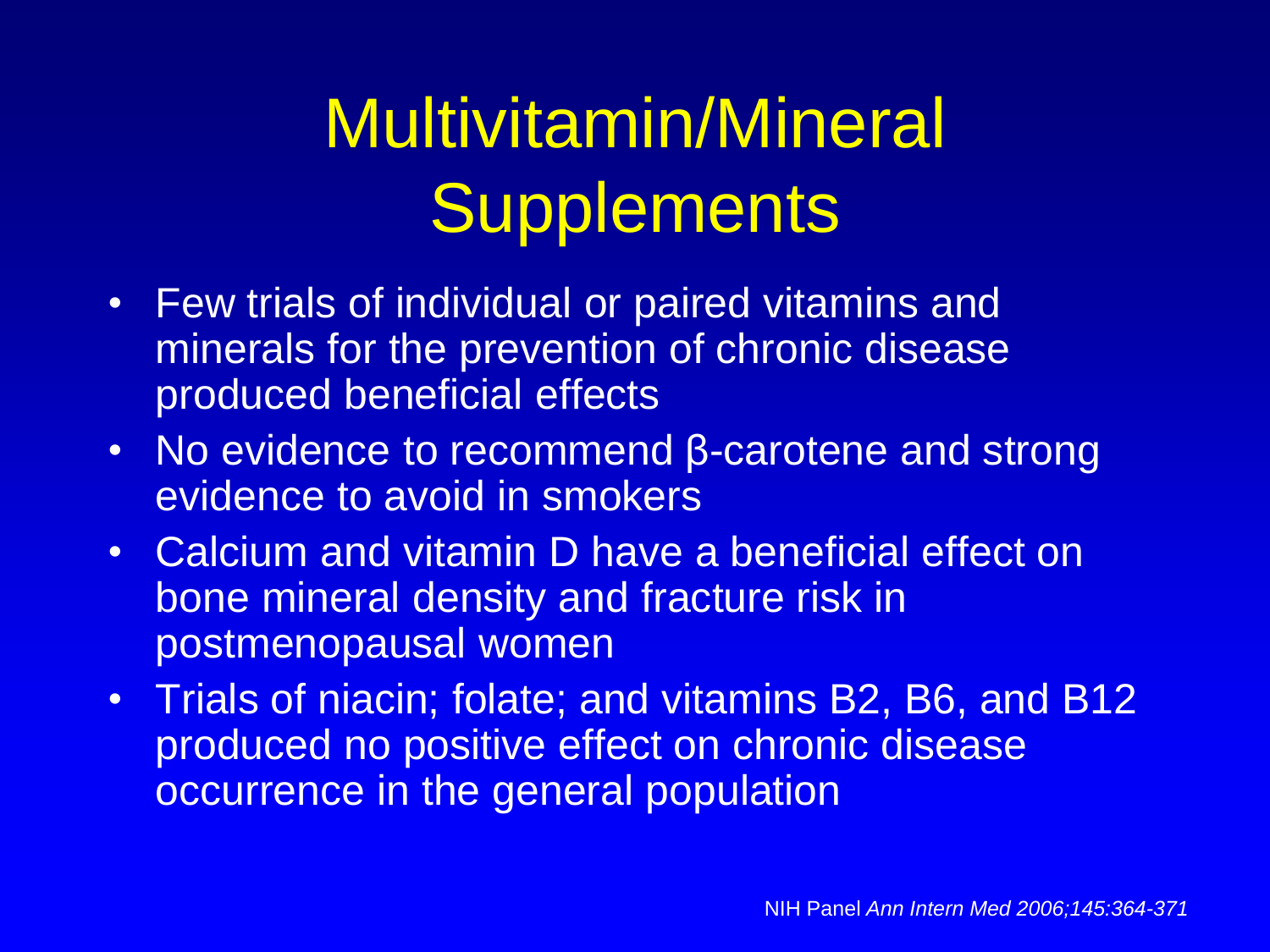# Multivitamin/Mineral Supplements

- Few trials of individual or paired vitamins and minerals for the prevention of chronic disease produced beneficial effects
- No evidence to recommend β-carotene and strong evidence to avoid in smokers
- Calcium and vitamin D have a beneficial effect on bone mineral density and fracture risk in postmenopausal women
- Trials of niacin; folate; and vitamins B2, B6, and B12 produced no positive effect on chronic disease occurrence in the general population

NIH Panel *Ann Intern Med 2006;145:364-371*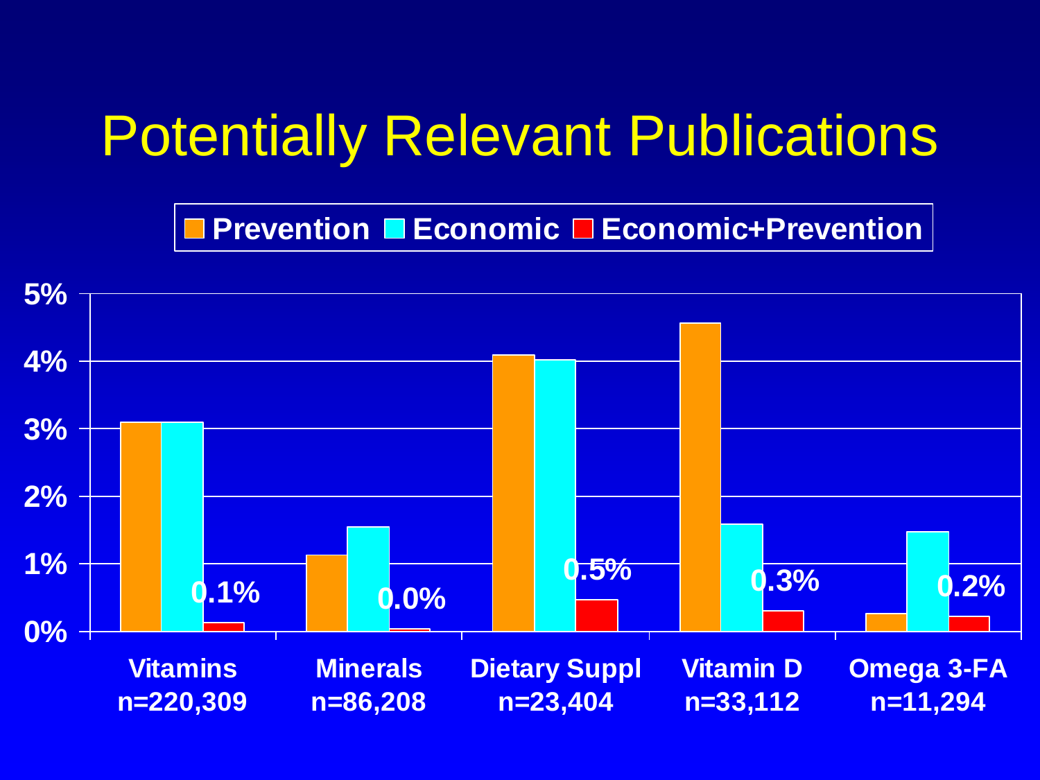# Potentially Relevant Publications

| | Prevention | Economic | Economic+Prevention |
|---|---|---|---|
| Vitamins n=220,309 | | | 0.1% |
| Minerals n=86,208 | | | 0.0% |
| Dietary Suppl n=23,404 | | | 0.5% |
| Vitamin D n=33,112 | | | 0.3% |
| Omega 3-FA n=11,294 | | | 0.2% |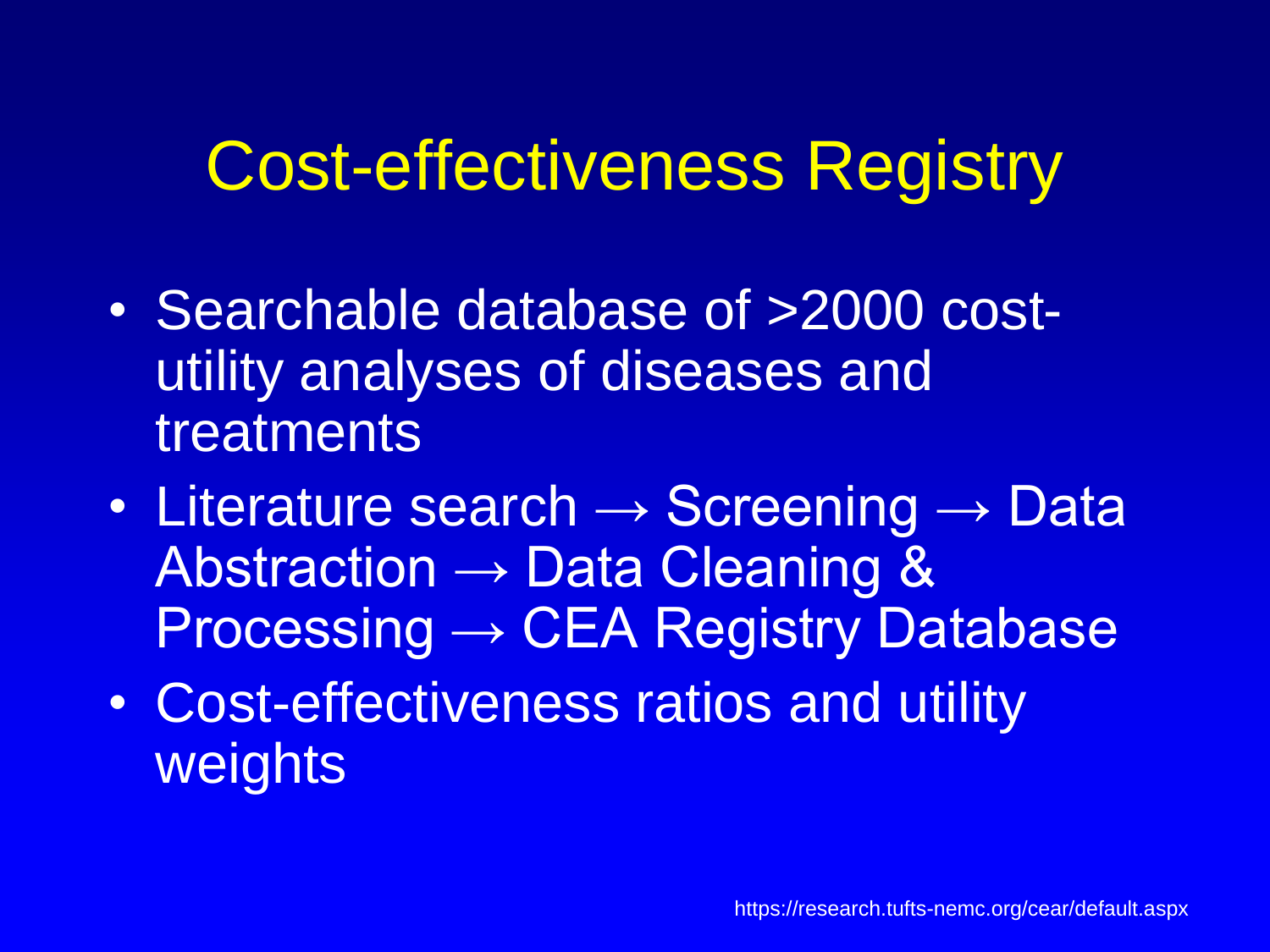# Cost-effectiveness Registry

- Searchable database of >2000 cost-utility analyses of diseases and treatments
- Literature search → Screening → Data Abstraction → Data Cleaning & Processing → CEA Registry Database
- Cost-effectiveness ratios and utility weights

https://research.tufts-nemc.org/cear/default.aspx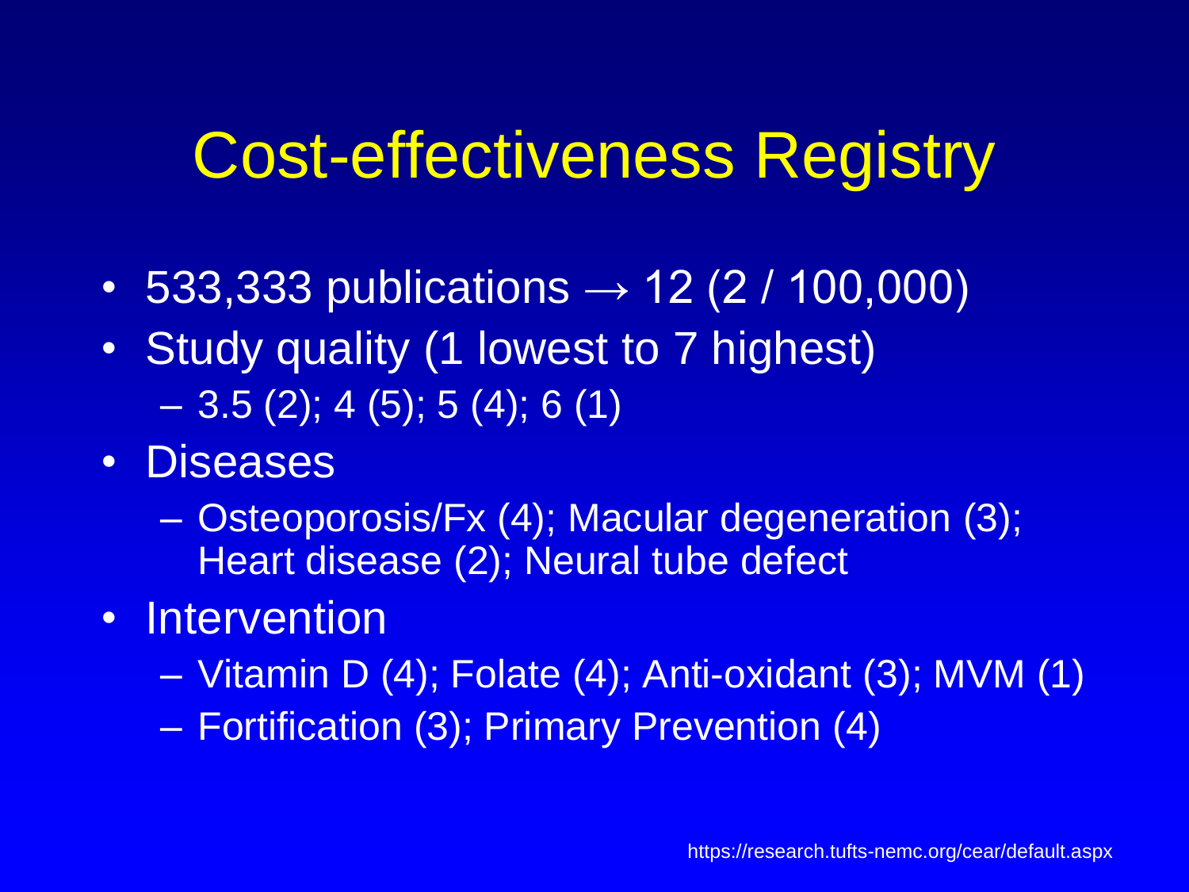# Cost-effectiveness Registry

- 533,333 publications → 12 (2 / 100,000)
- Study quality (1 lowest to 7 highest)
  - 3.5 (2); 4 (5); 5 (4); 6 (1)
- Diseases
  - Osteoporosis/Fx (4); Macular degeneration (3); Heart disease (2); Neural tube defect
- Intervention
  - Vitamin D (4); Folate (4); Anti-oxidant (3); MVM (1)
  - Fortification (3); Primary Prevention (4)

https://research.tufts-nemc.org/cear/default.aspx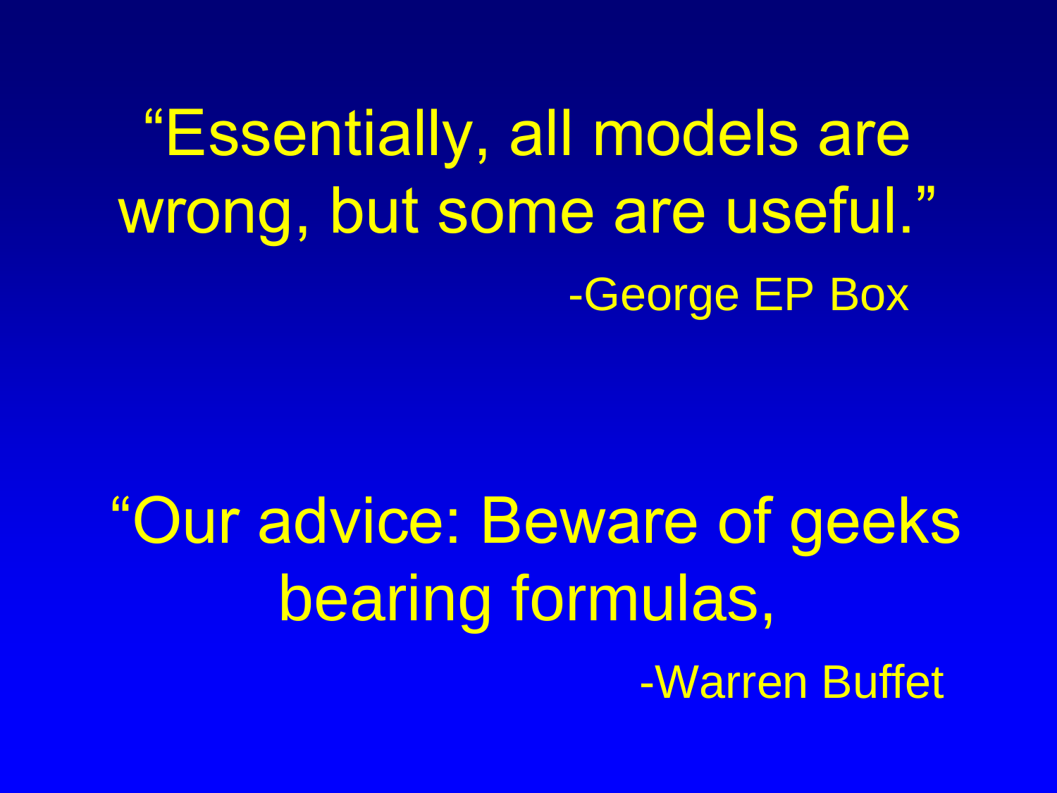"Essentially, all models are wrong, but some are useful."

-George EP Box

"Our advice: Beware of geeks bearing formulas,

-Warren Buffet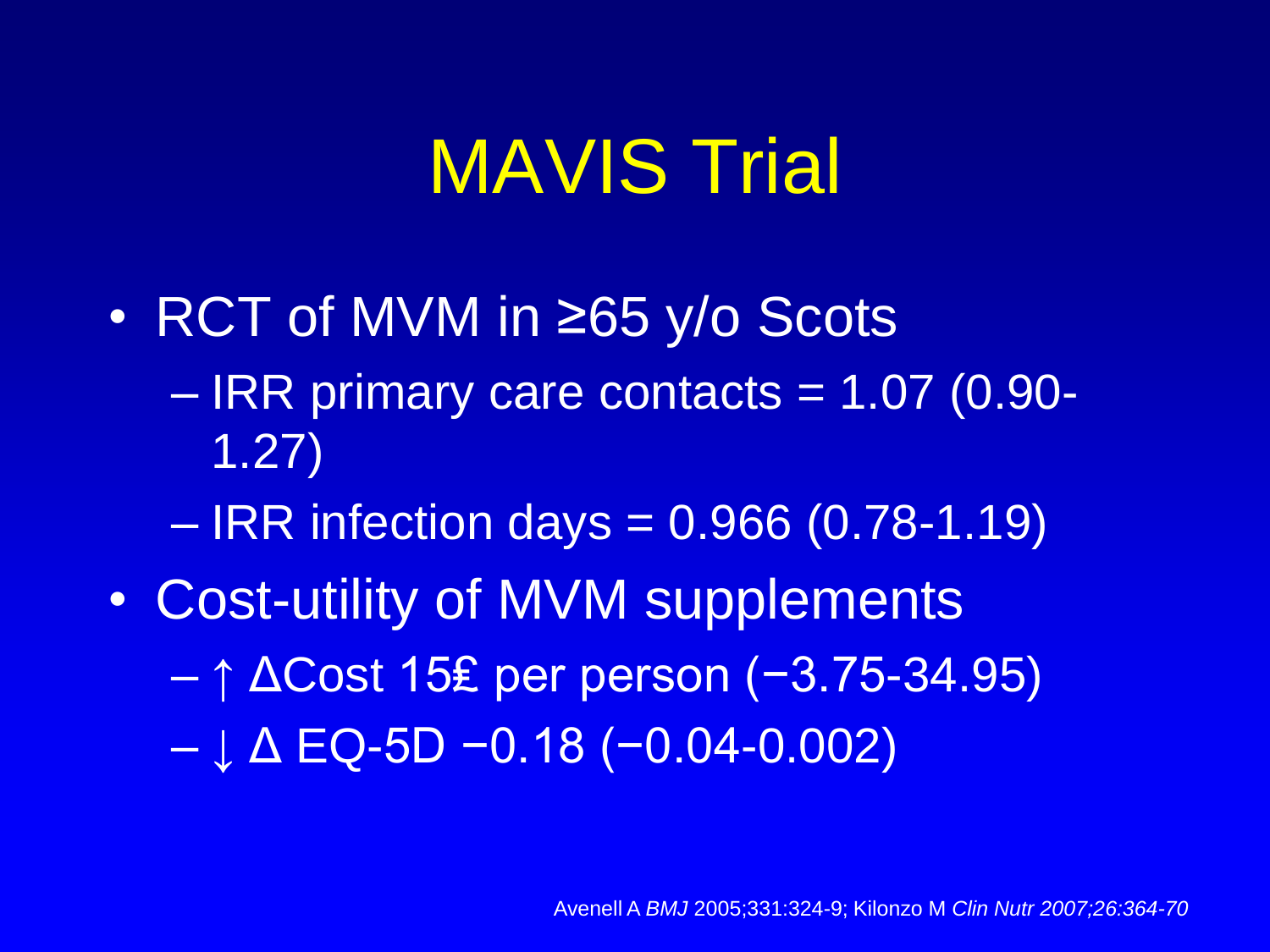# MAVIS Trial

- RCT of MVM in ≥65 y/o Scots
  - IRR primary care contacts = 1.07 (0.90-1.27)
  - IRR infection days = 0.966 (0.78-1.19)
- Cost-utility of MVM supplements
  - ↑ ΔCost 15£ per person (−3.75-34.95)
  - ↓ Δ EQ-5D −0.18 (−0.04-0.002)

Avenell A *BMJ* 2005;331:324-9; Kilonzo M *Clin Nutr 2007;26:364-70*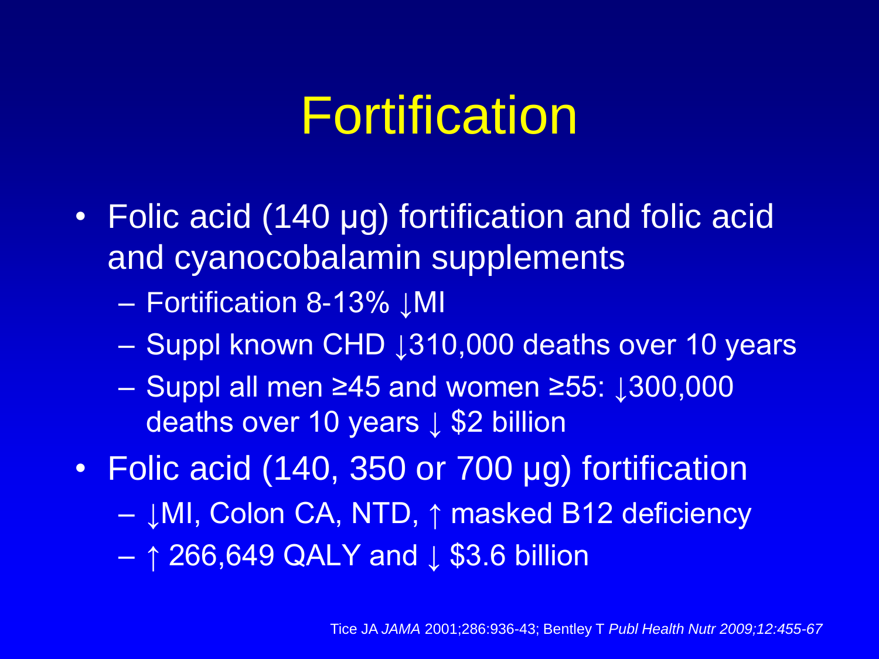# Fortification

- Folic acid (140 μg) fortification and folic acid and cyanocobalamin supplements
  - Fortification 8-13% ↓MI
  - Suppl known CHD ↓310,000 deaths over 10 years
  - Suppl all men ≥45 and women ≥55: ↓300,000 deaths over 10 years ↓ $2 billion
- Folic acid (140, 350 or 700 μg) fortification
  - ↓MI, Colon CA, NTD, ↑ masked B12 deficiency
  - ↑ 266,649 QALY and ↓ $3.6 billion

Tice JA *JAMA* 2001;286:936-43; Bentley T *Publ Health Nutr 2009;12:455-67*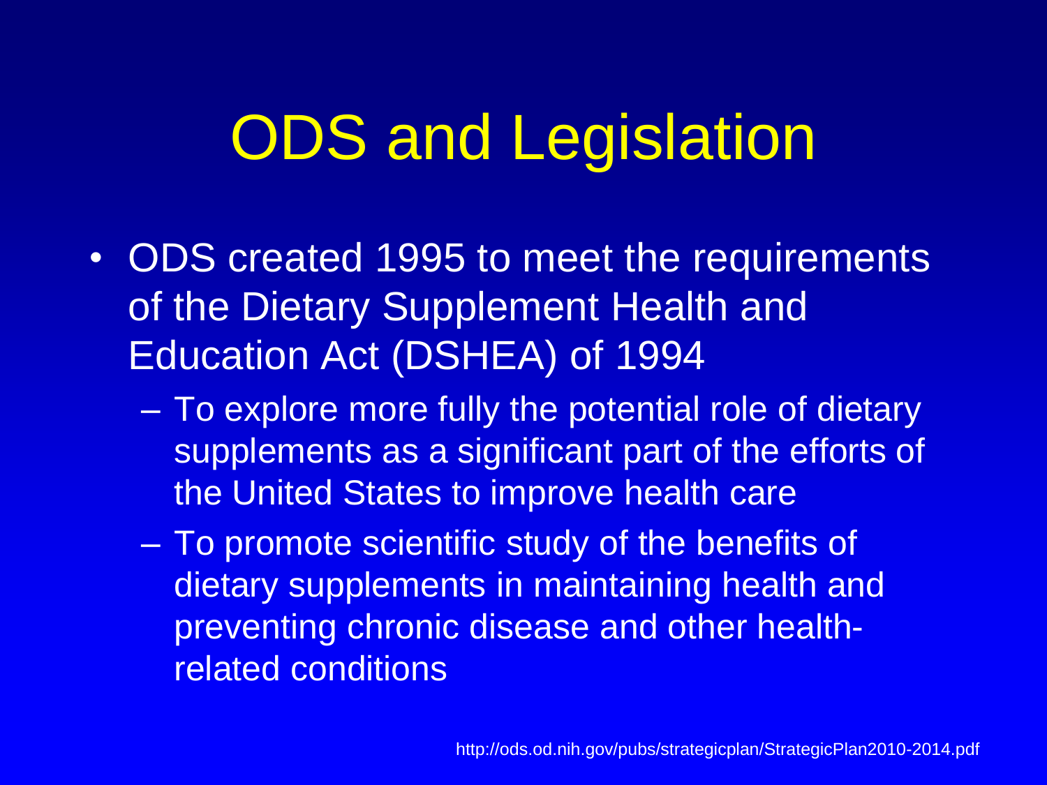# ODS and Legislation

- ODS created 1995 to meet the requirements of the Dietary Supplement Health and Education Act (DSHEA) of 1994
  - To explore more fully the potential role of dietary supplements as a significant part of the efforts of the United States to improve health care
  - To promote scientific study of the benefits of dietary supplements in maintaining health and preventing chronic disease and other health-related conditions

http://ods.od.nih.gov/pubs/strategicplan/StrategicPlan2010-2014.pdf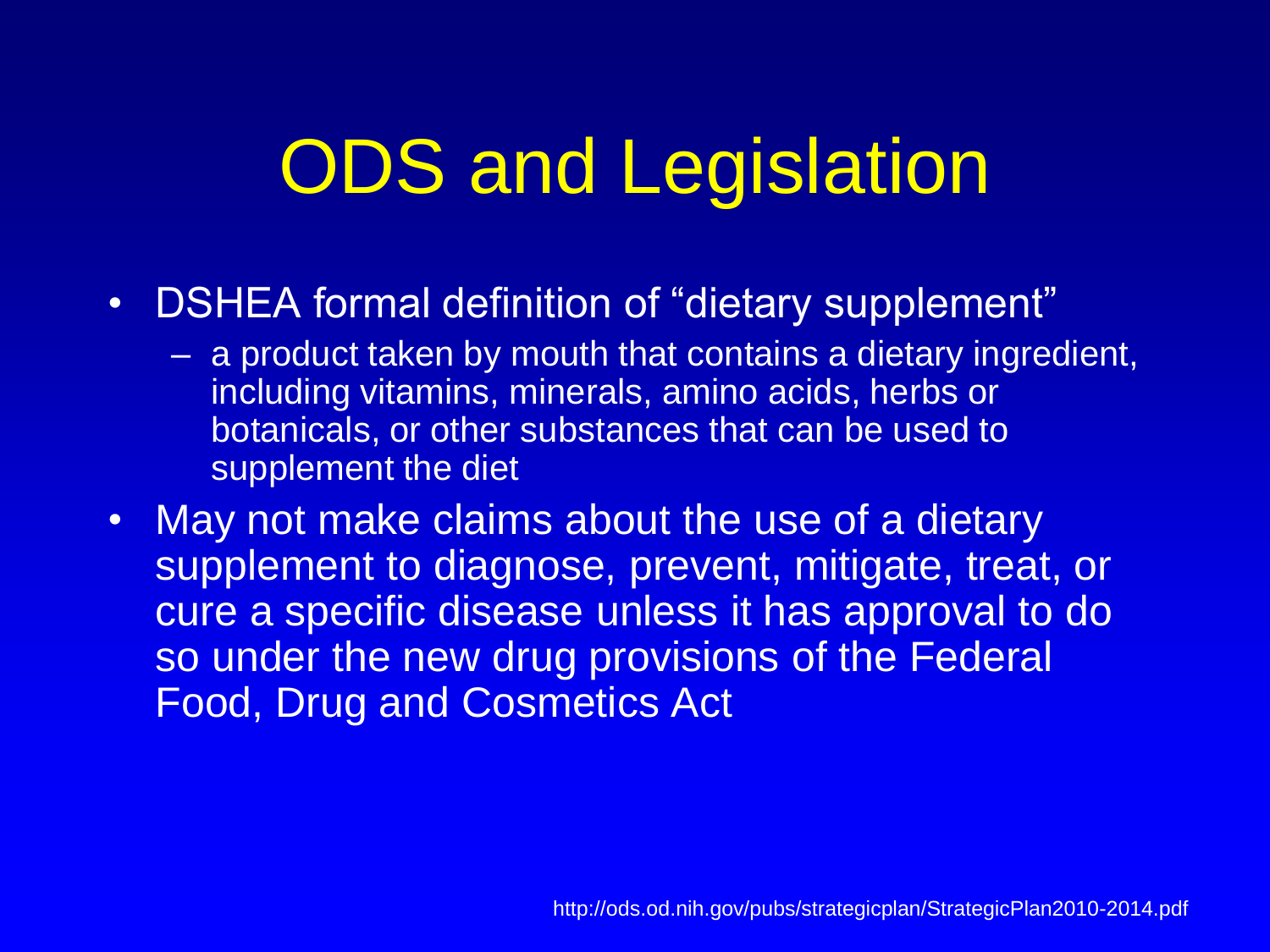# ODS and Legislation

- DSHEA formal definition of “dietary supplement”
  - a product taken by mouth that contains a dietary ingredient, including vitamins, minerals, amino acids, herbs or botanicals, or other substances that can be used to supplement the diet
- May not make claims about the use of a dietary supplement to diagnose, prevent, mitigate, treat, or cure a specific disease unless it has approval to do so under the new drug provisions of the Federal Food, Drug and Cosmetics Act

http://ods.od.nih.gov/pubs/strategicplan/StrategicPlan2010-2014.pdf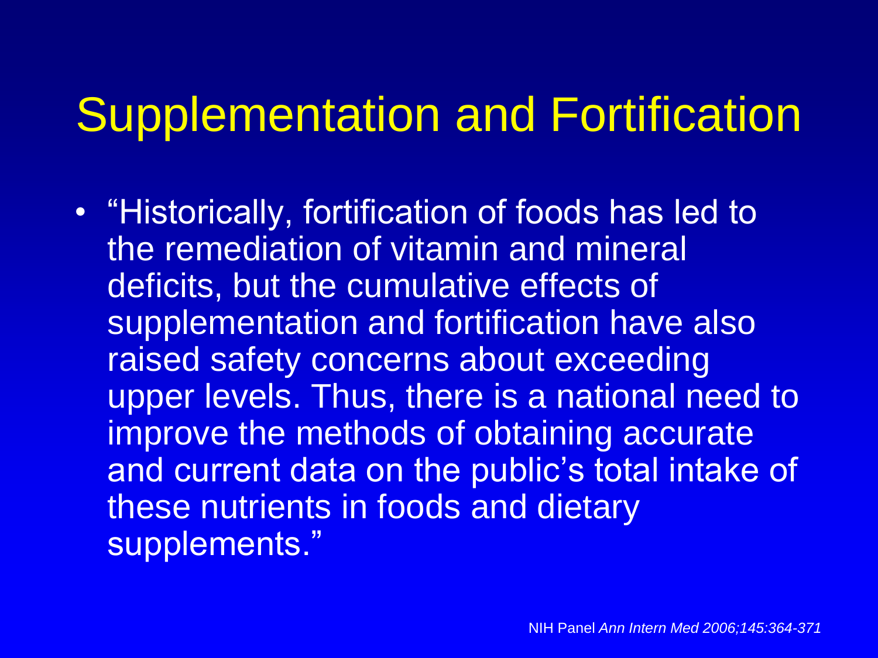# Supplementation and Fortification

- "Historically, fortification of foods has led to the remediation of vitamin and mineral deficits, but the cumulative effects of supplementation and fortification have also raised safety concerns about exceeding upper levels. Thus, there is a national need to improve the methods of obtaining accurate and current data on the public's total intake of these nutrients in foods and dietary supplements."

NIH Panel *Ann Intern Med 2006;145:364-371*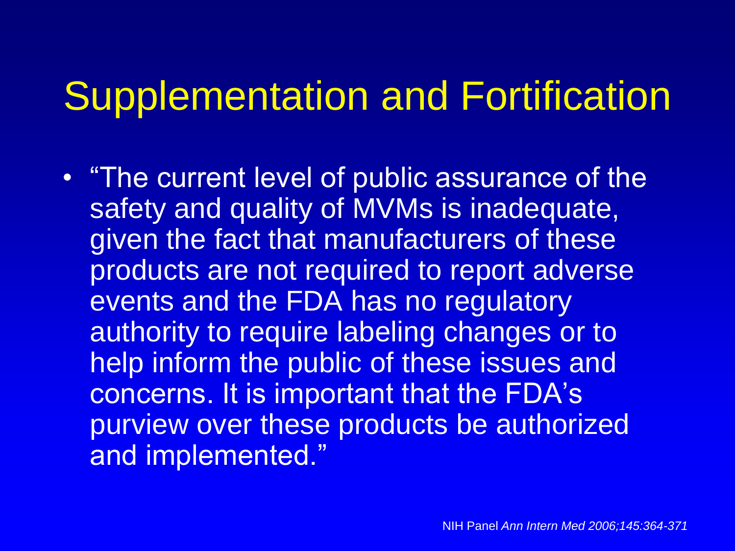# Supplementation and Fortification

- "The current level of public assurance of the safety and quality of MVMs is inadequate, given the fact that manufacturers of these products are not required to report adverse events and the FDA has no regulatory authority to require labeling changes or to help inform the public of these issues and concerns. It is important that the FDA's purview over these products be authorized and implemented."

NIH Panel *Ann Intern Med 2006;145:364-371*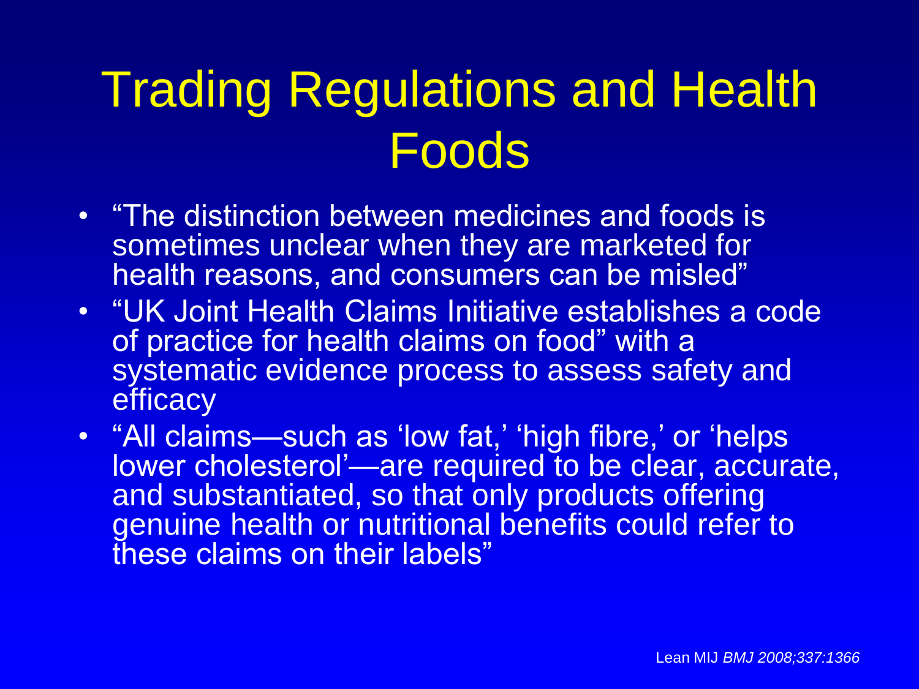# Trading Regulations and Health Foods

- "The distinction between medicines and foods is sometimes unclear when they are marketed for health reasons, and consumers can be misled"
- "UK Joint Health Claims Initiative establishes a code of practice for health claims on food" with a systematic evidence process to assess safety and efficacy
- "All claims—such as 'low fat,' 'high fibre,' or 'helps lower cholesterol'—are required to be clear, accurate, and substantiated, so that only products offering genuine health or nutritional benefits could refer to these claims on their labels"

Lean MIJ *BMJ 2008;337:1366*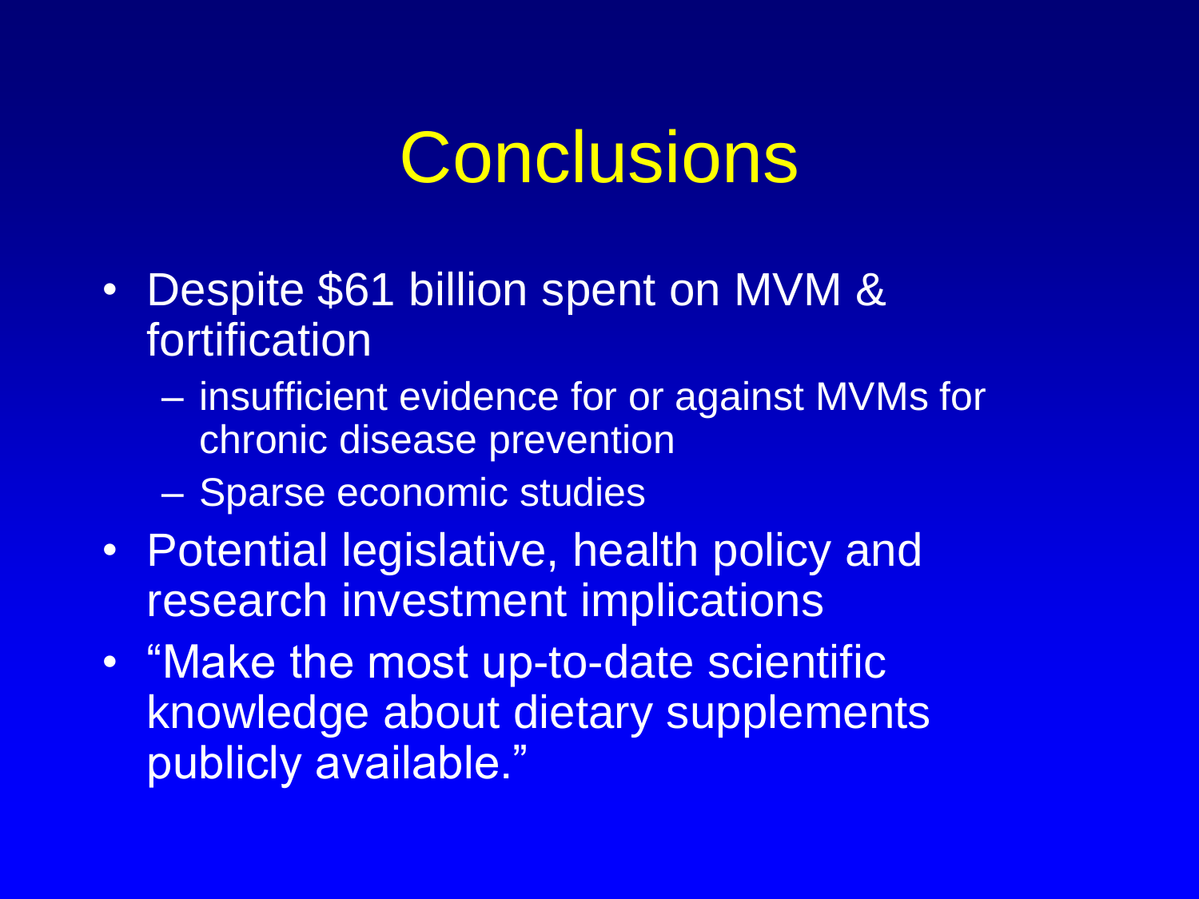# Conclusions

- Despite $61 billion spent on MVM & fortification
  - insufficient evidence for or against MVMs for chronic disease prevention
  - Sparse economic studies
- Potential legislative, health policy and research investment implications
- "Make the most up-to-date scientific knowledge about dietary supplements publicly available."